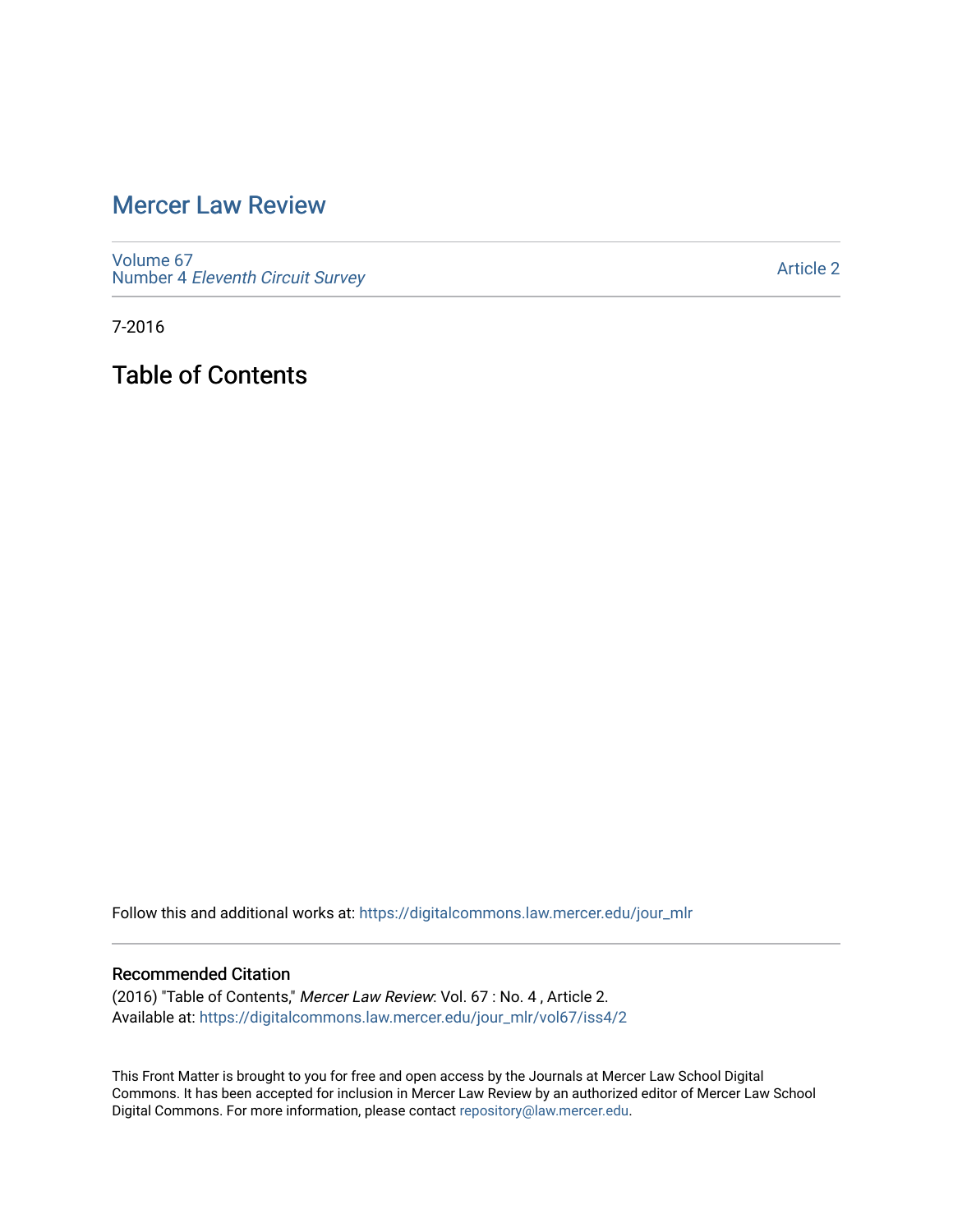# Mercer Law Review

Volume 67
Number 4 *Eleventh Circuit Survey*

Article 2

7-2016

## Table of Contents

Follow this and additional works at: https://digitalcommons.law.mercer.edu/jour_mlr

### Recommended Citation

(2016) "Table of Contents," *Mercer Law Review*: Vol. 67 : No. 4 , Article 2.
Available at: https://digitalcommons.law.mercer.edu/jour_mlr/vol67/iss4/2

This Front Matter is brought to you for free and open access by the Journals at Mercer Law School Digital Commons. It has been accepted for inclusion in Mercer Law Review by an authorized editor of Mercer Law School Digital Commons. For more information, please contact repository@law.mercer.edu.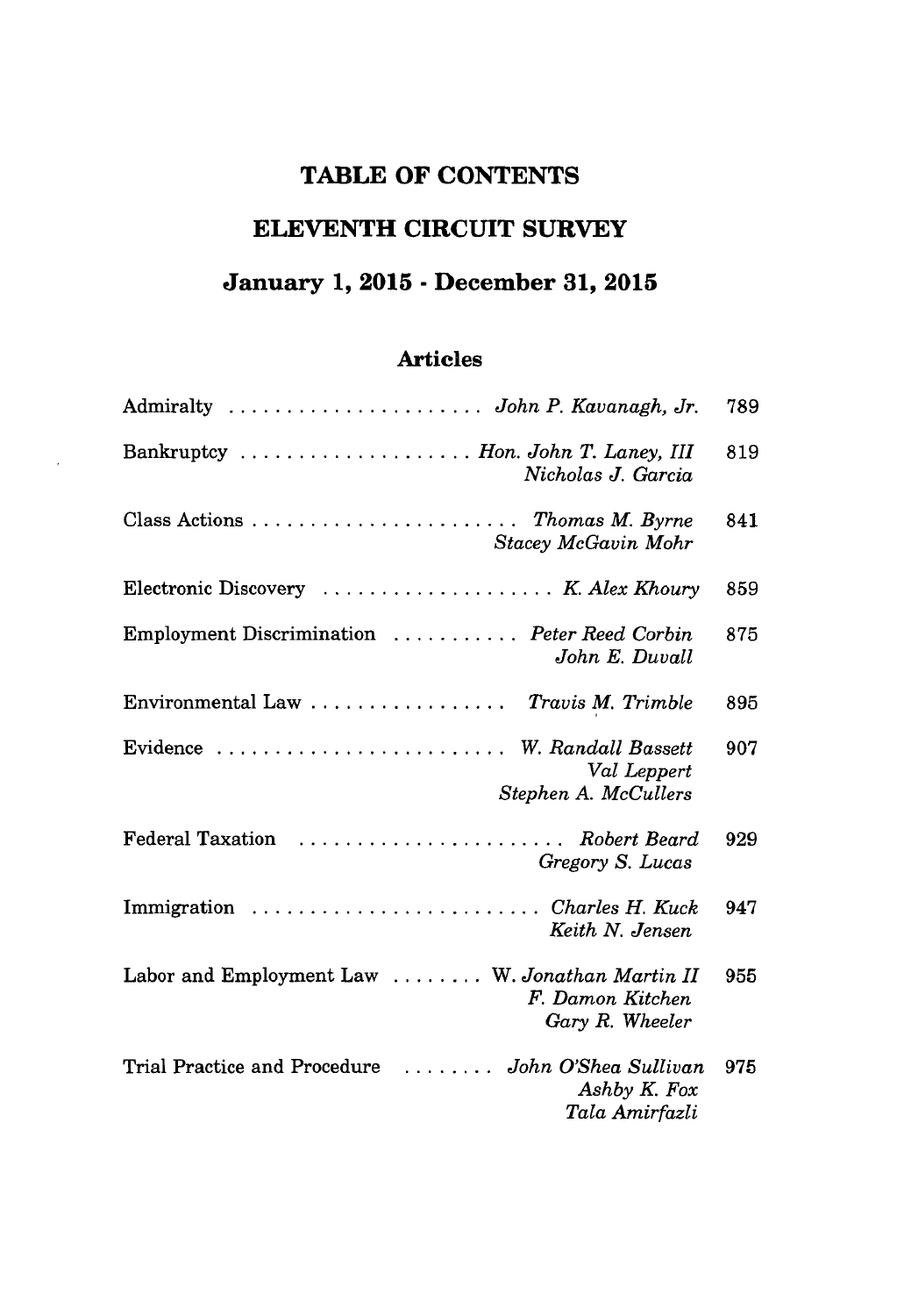# TABLE OF CONTENTS

## ELEVENTH CIRCUIT SURVEY

## January 1, 2015 - December 31, 2015

### Articles

| Article | Author(s) | Page |
|---|---|---|
| Admiralty | *John P. Kavanagh, Jr.* | 789 |
| Bankruptcy | *Hon. John T. Laney, III*<br>*Nicholas J. Garcia* | 819 |
| Class Actions | *Thomas M. Byrne*<br>*Stacey McGavin Mohr* | 841 |
| Electronic Discovery | *K. Alex Khoury* | 859 |
| Employment Discrimination | *Peter Reed Corbin*<br>*John E. Duvall* | 875 |
| Environmental Law | *Travis M. Trimble* | 895 |
| Evidence | *W. Randall Bassett*<br>*Val Leppert*<br>*Stephen A. McCullers* | 907 |
| Federal Taxation | *Robert Beard*<br>*Gregory S. Lucas* | 929 |
| Immigration | *Charles H. Kuck*<br>*Keith N. Jensen* | 947 |
| Labor and Employment Law | W. *Jonathan Martin II*<br>*F. Damon Kitchen*<br>*Gary R. Wheeler* | 955 |
| Trial Practice and Procedure | *John O'Shea Sullivan*<br>*Ashby K. Fox*<br>*Tala Amirfazli* | 975 |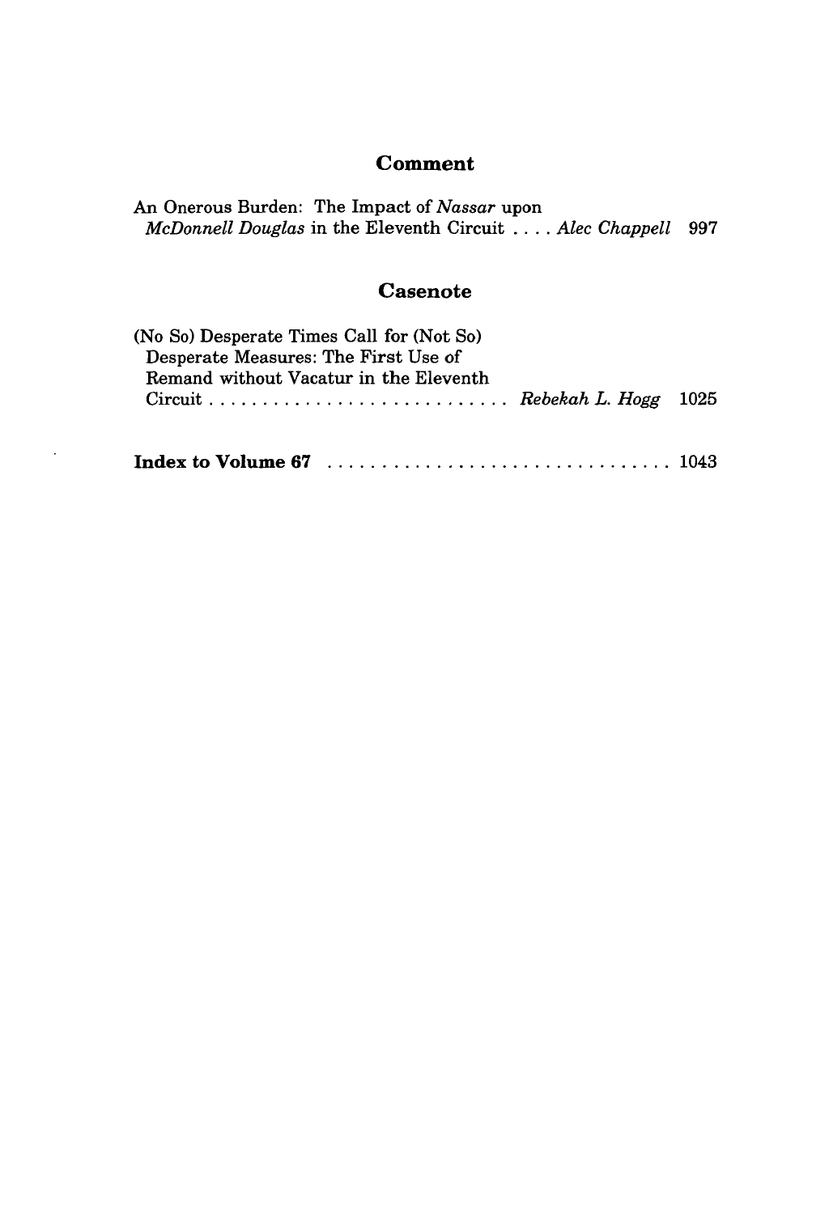## Comment

An Onerous Burden: The Impact of *Nassar* upon *McDonnell Douglas* in the Eleventh Circuit . . . . *Alec Chappell* 997

## Casenote

(No So) Desperate Times Call for (Not So) Desperate Measures: The First Use of Remand without Vacatur in the Eleventh Circuit . . . . . . . . . . . . . . . . . . . . . . . . . . . *Rebekah L. Hogg* 1025

**Index to Volume 67** . . . . . . . . . . . . . . . . . . . . . . . . . . . . . . . 1043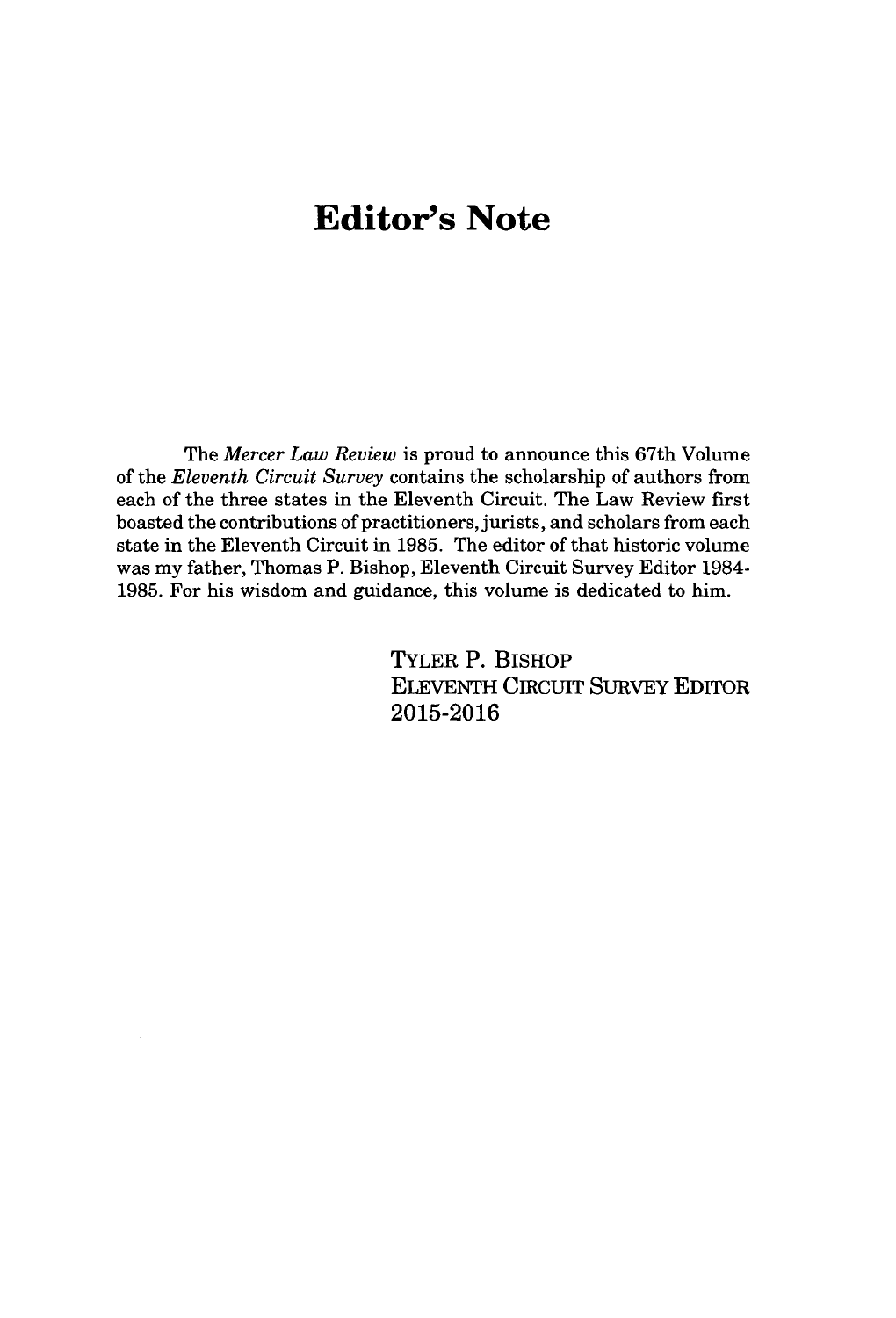# Editor's Note

The *Mercer Law Review* is proud to announce this 67th Volume of the *Eleventh Circuit Survey* contains the scholarship of authors from each of the three states in the Eleventh Circuit. The Law Review first boasted the contributions of practitioners, jurists, and scholars from each state in the Eleventh Circuit in 1985. The editor of that historic volume was my father, Thomas P. Bishop, Eleventh Circuit Survey Editor 1984-1985. For his wisdom and guidance, this volume is dedicated to him.

TYLER P. BISHOP
ELEVENTH CIRCUIT SURVEY EDITOR
2015-2016